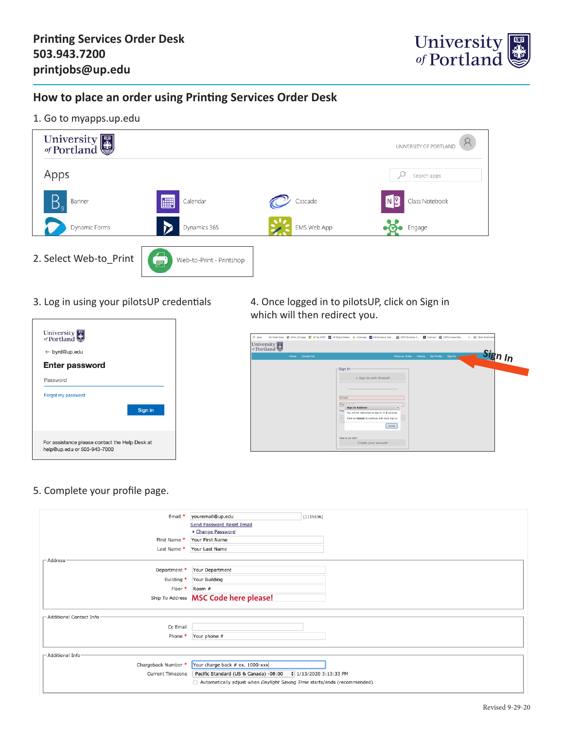**Printing Services Order Desk**
**503.943.7200**
**printjobs@up.edu**

## How to place an order using Printing Services Order Desk

1. Go to myapps.up.edu

Apps

Banner | Calendar | Cascade | Class Notebook
Dynamic Forms | Dynamics 365 | EMS Web App | Engage

2. Select Web-to_Print

Web-to-Print - Printshop

3. Log in using your pilotsUP credentials

byrd@up.edu

**Enter password**

Password

Forgot my password

Sign in

For assistance please contact the Help Desk at help@up.edu or 503-943-7000

4. Once logged in to pilotsUP, click on Sign in which will then redirect you.

Sign In

5. Complete your profile page.

Email * youremail@up.edu [1115536]
Send Password Reset Email
Change Password
First Name * Your First Name
Last Name * Your Last Name

Address
Department * Your Department
Building * Your Building
Floor * Room #
Ship To Address **MSC Code here please!**

Additional Contact Info
Cc Email
Phone * Your phone #

Additional Info
Chargeback Number * Your charge back # ex. 1000-xxx
Current Timezone Pacific Standard (US & Canada) -08:00 1/13/2020 3:13:33 PM
Automatically adjust when *Daylight Saving Time* starts/ends (recommended)

Revised 9-29-20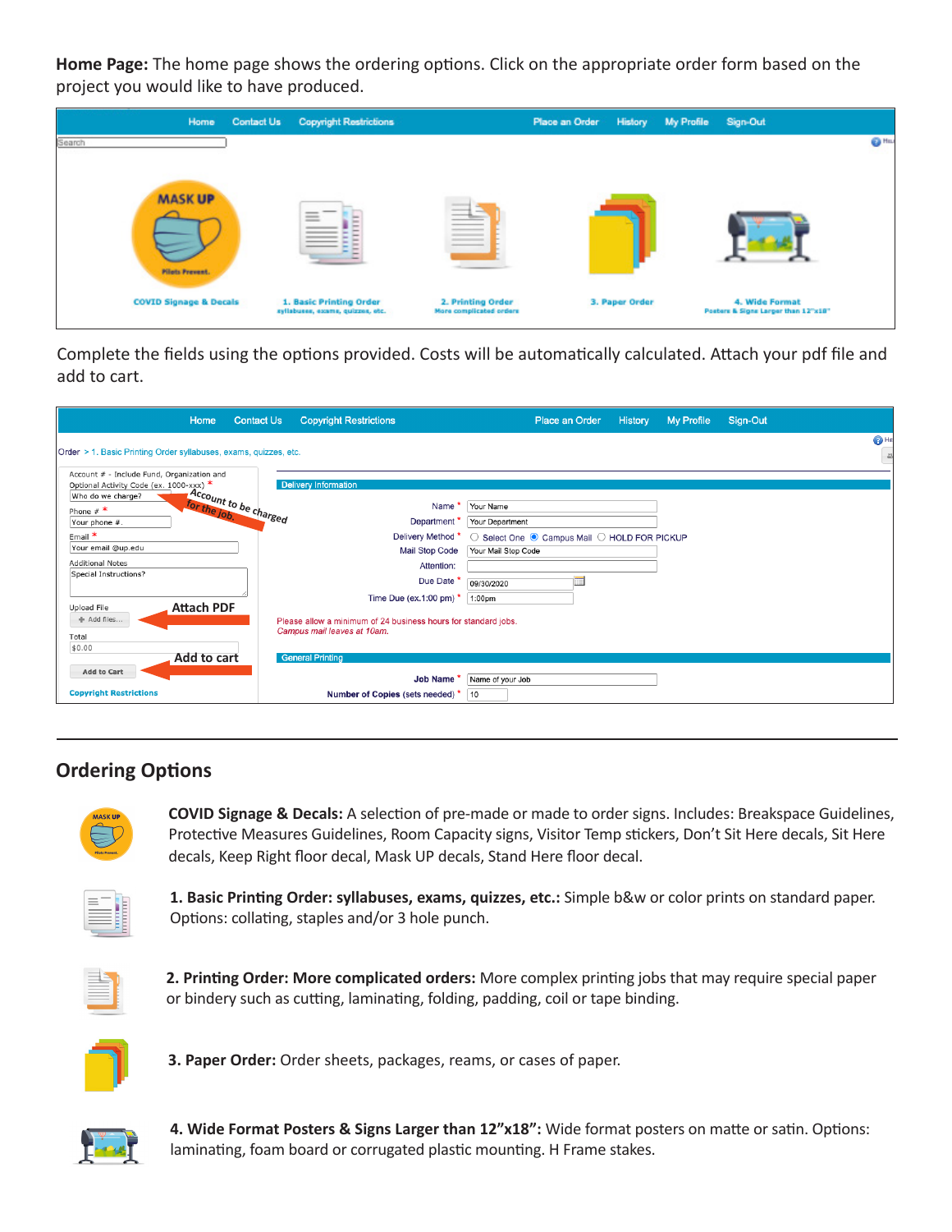**Home Page:** The home page shows the ordering options. Click on the appropriate order form based on the project you would like to have produced.

Complete the fields using the options provided. Costs will be automatically calculated. Attach your pdf file and add to cart.

## Ordering Options

**COVID Signage & Decals:** A selection of pre-made or made to order signs. Includes: Breakspace Guidelines, Protective Measures Guidelines, Room Capacity signs, Visitor Temp stickers, Don't Sit Here decals, Sit Here decals, Keep Right floor decal, Mask UP decals, Stand Here floor decal.

**1. Basic Printing Order: syllabuses, exams, quizzes, etc.:** Simple b&w or color prints on standard paper. Options: collating, staples and/or 3 hole punch.

**2. Printing Order: More complicated orders:** More complex printing jobs that may require special paper or bindery such as cutting, laminating, folding, padding, coil or tape binding.

**3. Paper Order:** Order sheets, packages, reams, or cases of paper.

**4. Wide Format Posters & Signs Larger than 12"x18":** Wide format posters on matte or satin. Options: laminating, foam board or corrugated plastic mounting. H Frame stakes.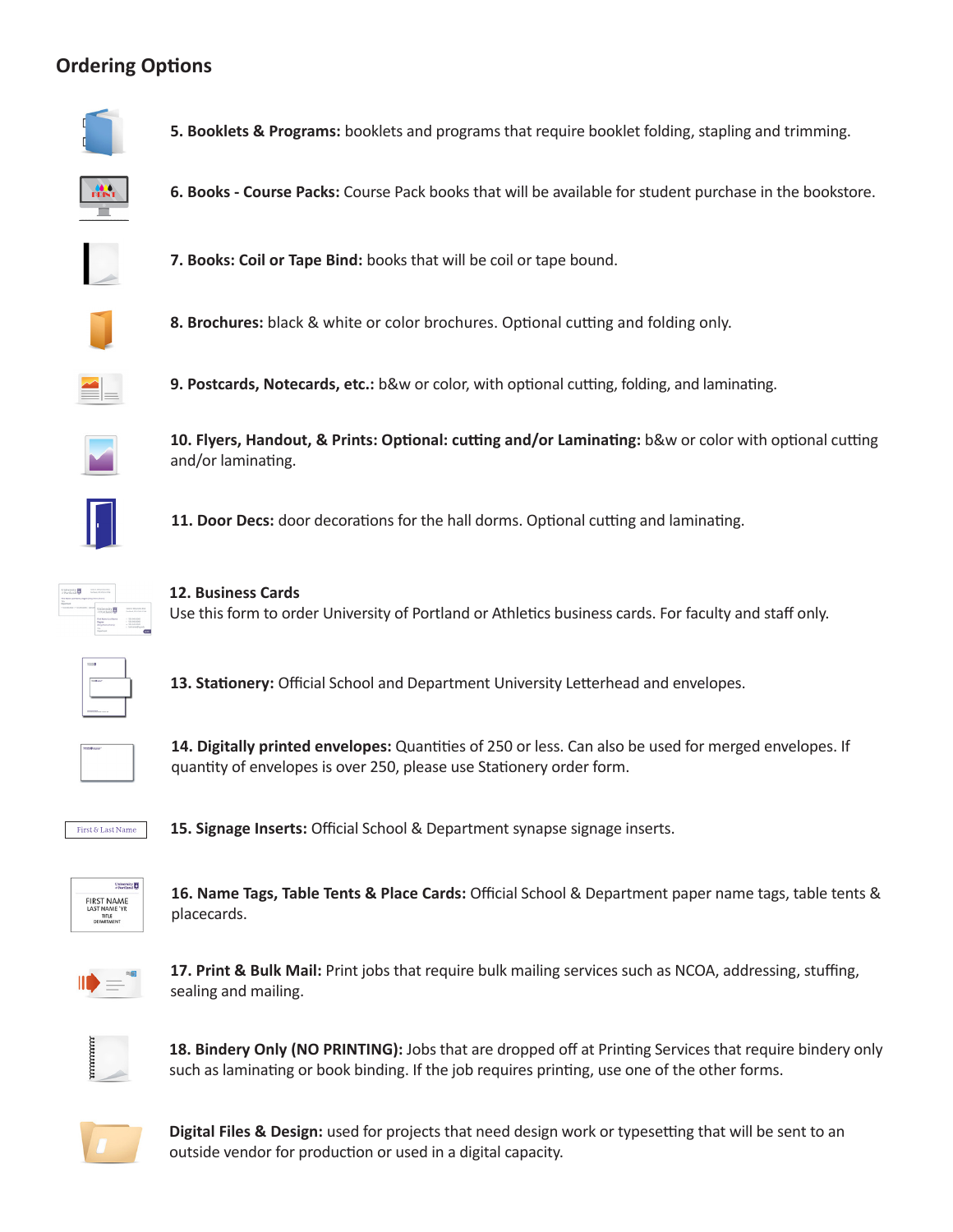## Ordering Options

**5. Booklets & Programs:** booklets and programs that require booklet folding, stapling and trimming.

**6. Books - Course Packs:** Course Pack books that will be available for student purchase in the bookstore.

**7. Books: Coil or Tape Bind:** books that will be coil or tape bound.

**8. Brochures:** black & white or color brochures. Optional cutting and folding only.

**9. Postcards, Notecards, etc.:** b&w or color, with optional cutting, folding, and laminating.

**10. Flyers, Handout, & Prints: Optional: cutting and/or Laminating:** b&w or color with optional cutting and/or laminating.

**11. Door Decs:** door decorations for the hall dorms. Optional cutting and laminating.

**12. Business Cards**
Use this form to order University of Portland or Athletics business cards. For faculty and staff only.

**13. Stationery:** Official School and Department University Letterhead and envelopes.

**14. Digitally printed envelopes:** Quantities of 250 or less. Can also be used for merged envelopes. If quantity of envelopes is over 250, please use Stationery order form.

**15. Signage Inserts:** Official School & Department synapse signage inserts.

**16. Name Tags, Table Tents & Place Cards:** Official School & Department paper name tags, table tents & placecards.

**17. Print & Bulk Mail:** Print jobs that require bulk mailing services such as NCOA, addressing, stuffing, sealing and mailing.

**18. Bindery Only (NO PRINTING):** Jobs that are dropped off at Printing Services that require bindery only such as laminating or book binding. If the job requires printing, use one of the other forms.

**Digital Files & Design:** used for projects that need design work or typesetting that will be sent to an outside vendor for production or used in a digital capacity.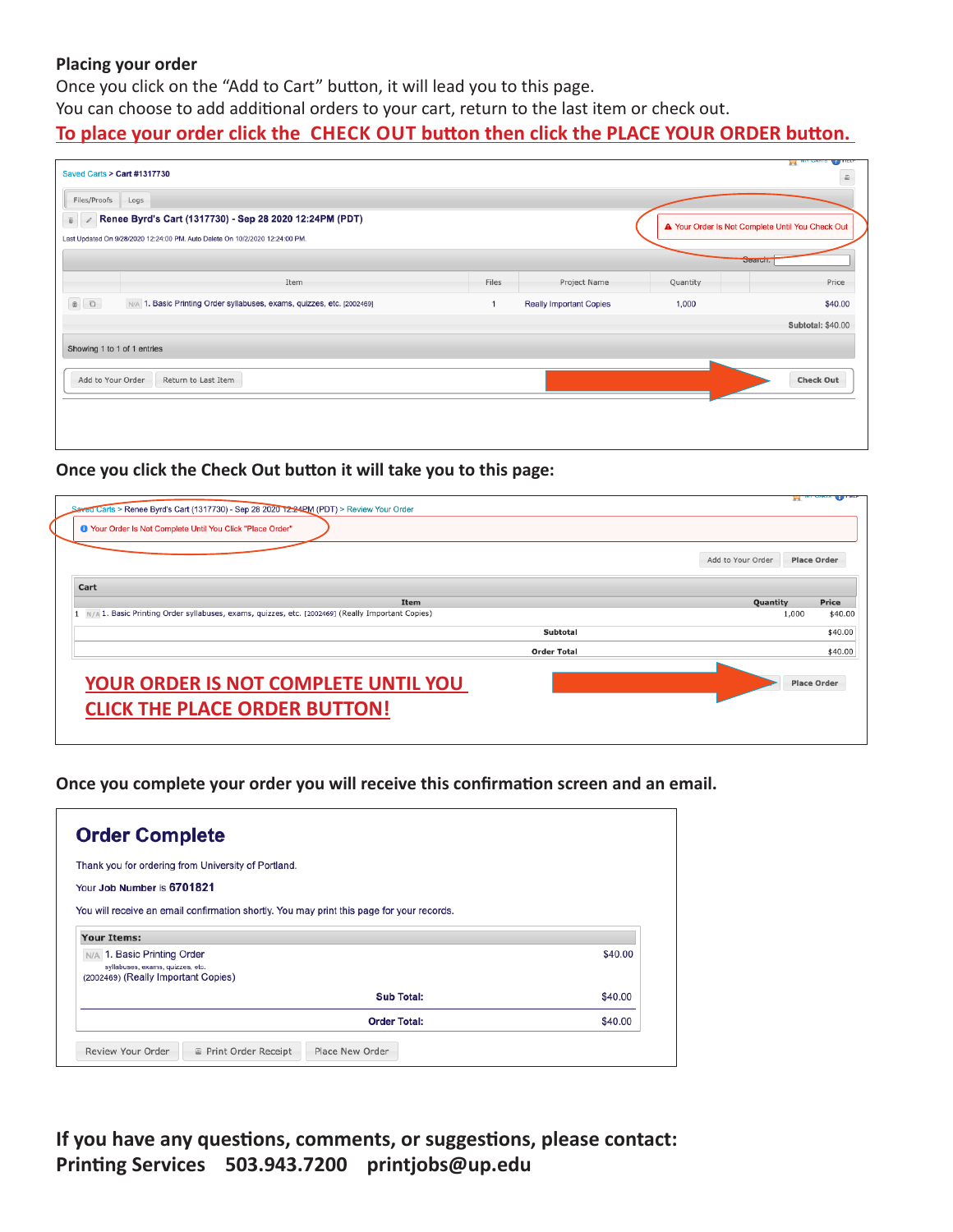**Placing your order**

Once you click on the "Add to Cart" button, it will lead you to this page.

You can choose to add additional orders to your cart, return to the last item or check out.

**To place your order click the CHECK OUT button then click the PLACE YOUR ORDER button.**

Saved Carts > Cart #1317730

Files/Proofs | Logs

Renee Byrd's Cart (1317730) - Sep 28 2020 12:24PM (PDT)

Your Order Is Not Complete Until You Check Out

Last Updated On 9/28/2020 12:24:00 PM. Auto Delete On 10/2/2020 12:24:00 PM.

Search:

| Item | Files | Project Name | Quantity | Price |
|---|---|---|---|---|
| N/A 1. Basic Printing Order syllabuses, exams, quizzes, etc. [2002469] | 1 | Really Important Copies | 1,000 | $40.00 |

Subtotal: $40.00

Showing 1 to 1 of 1 entries

Add to Your Order | Return to Last Item | Check Out

**Once you click the Check Out button it will take you to this page:**

Saved Carts > Renee Byrd's Cart (1317730) - Sep 28 2020 12:24PM (PDT) > Review Your Order

Your Order Is Not Complete Until You Click "Place Order"

Add to Your Order | Place Order

Cart

| | Item | Quantity | Price |
|---|---|---|---|
| 1 | N/A 1. Basic Printing Order syllabuses, exams, quizzes, etc. [2002469] (Really Important Copies) | 1,000 | $40.00 |
| | Subtotal | | $40.00 |
| | Order Total | | $40.00 |

**YOUR ORDER IS NOT COMPLETE UNTIL YOU CLICK THE PLACE ORDER BUTTON!**

Place Order

**Once you complete your order you will receive this confirmation screen and an email.**

## Order Complete

Thank you for ordering from University of Portland.

Your Job Number is **6701821**

You will receive an email confirmation shortly. You may print this page for your records.

| Your Items: | |
|---|---|
| N/A 1. Basic Printing Order syllabuses, exams, quizzes, etc. (2002469) (Really Important Copies) | $40.00 |
| Sub Total: | $40.00 |
| Order Total: | $40.00 |

Review Your Order | Print Order Receipt | Place New Order

**If you have any questions, comments, or suggestions, please contact:**
**Printing Services 503.943.7200 printjobs@up.edu**